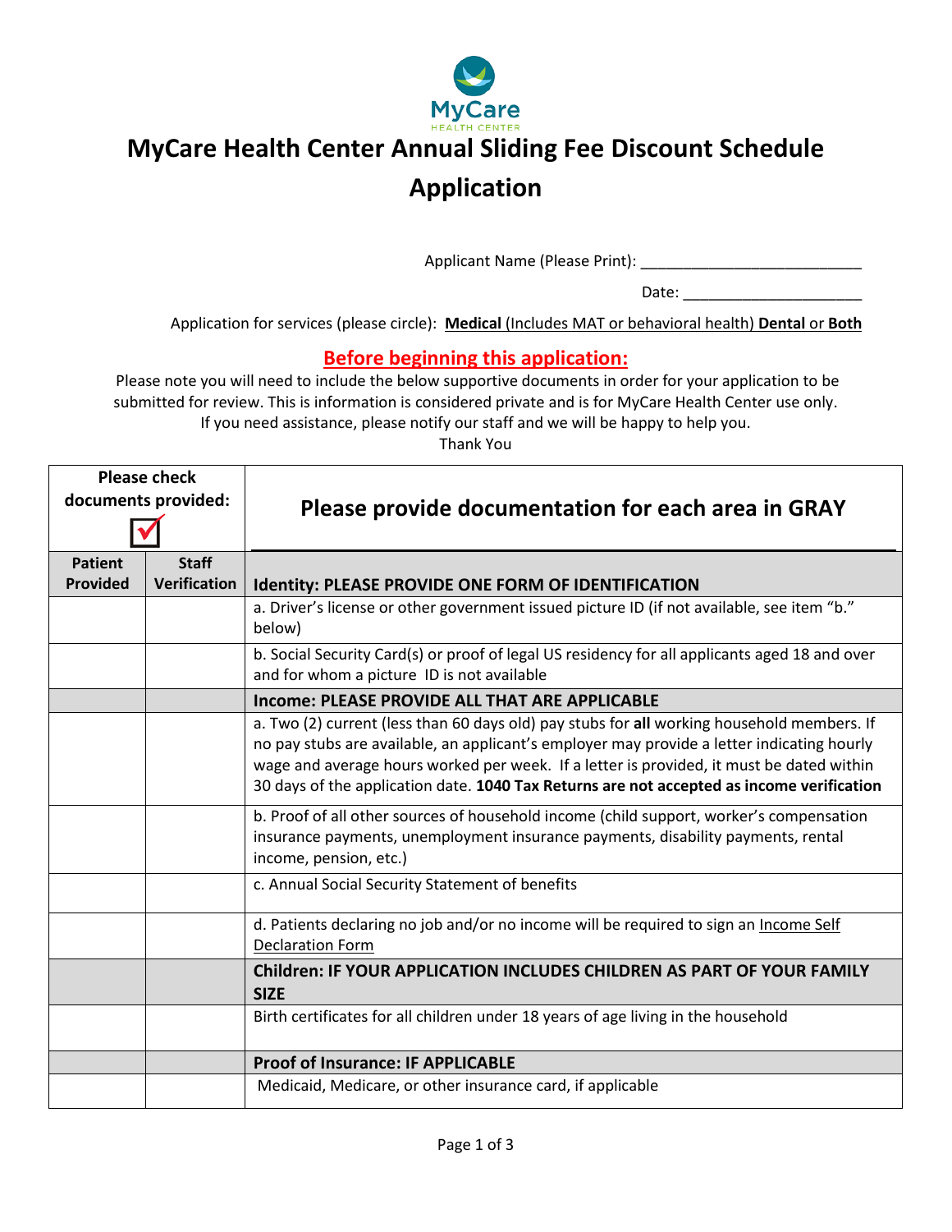# MyCare Health Center Annual Sliding Fee Discount Schedule Application

Applicant Name (Please Print): ___________________________

Date: _____________________

Application for services (please circle): **Medical** (Includes MAT or behavioral health) **Dental** or **Both**

## Before beginning this application:

Please note you will need to include the below supportive documents in order for your application to be submitted for review. This is information is considered private and is for MyCare Health Center use only. If you need assistance, please notify our staff and we will be happy to help you.

Thank You

| Please check documents provided: ☑ | | **Please provide documentation for each area in GRAY** |
|---|---|---|
| **Patient Provided** | **Staff Verification** | **Identity: PLEASE PROVIDE ONE FORM OF IDENTIFICATION** |
| | | a. Driver's license or other government issued picture ID (if not available, see item "b." below) |
| | | b. Social Security Card(s) or proof of legal US residency for all applicants aged 18 and over and for whom a picture ID is not available |
| | | **Income: PLEASE PROVIDE ALL THAT ARE APPLICABLE** |
| | | a. Two (2) current (less than 60 days old) pay stubs for **all** working household members. If no pay stubs are available, an applicant's employer may provide a letter indicating hourly wage and average hours worked per week. If a letter is provided, it must be dated within 30 days of the application date. **1040 Tax Returns are not accepted as income verification** |
| | | b. Proof of all other sources of household income (child support, worker's compensation insurance payments, unemployment insurance payments, disability payments, rental income, pension, etc.) |
| | | c. Annual Social Security Statement of benefits |
| | | d. Patients declaring no job and/or no income will be required to sign an Income Self Declaration Form |
| | | **Children: IF YOUR APPLICATION INCLUDES CHILDREN AS PART OF YOUR FAMILY SIZE** |
| | | Birth certificates for all children under 18 years of age living in the household |
| | | **Proof of Insurance: IF APPLICABLE** |
| | | Medicaid, Medicare, or other insurance card, if applicable |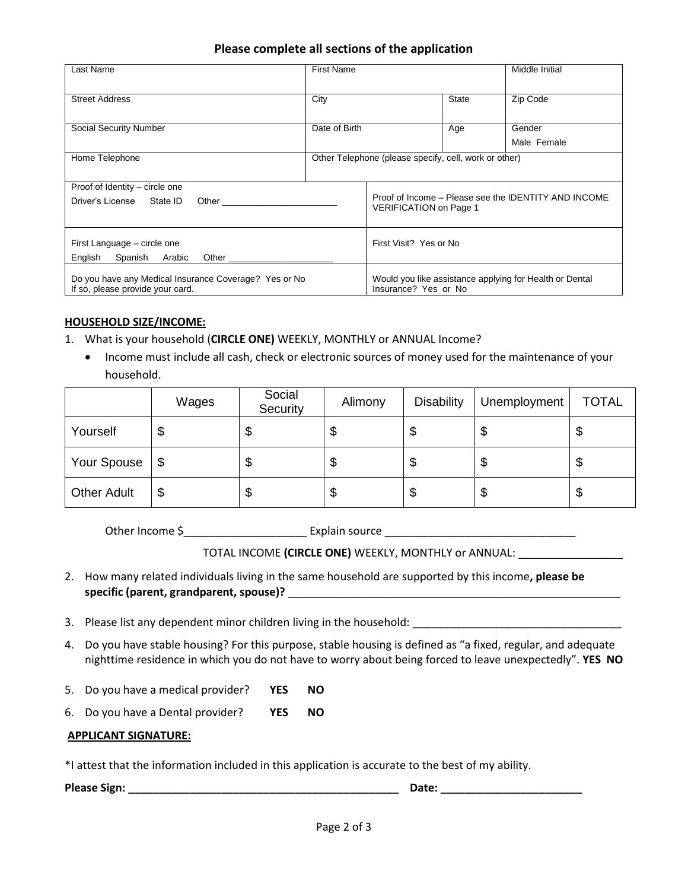### Please complete all sections of the application

| Last Name | First Name | | Middle Initial |
|---|---|---|---|
| Street Address | City | State | Zip Code |
| Social Security Number | Date of Birth | Age | Gender<br>Male Female |
| Home Telephone | Other Telephone (please specify, cell, work or other) | | |

| | |
|---|---|
| Proof of Identity – circle one<br>Driver's License State ID Other ______________________ | Proof of Income – Please see the IDENTITY AND INCOME VERIFICATION on Page 1 |
| First Language – circle one<br>English Spanish Arabic Other ____________________ | First Visit? Yes or No |
| Do you have any Medical Insurance Coverage? Yes or No<br>If so, please provide your card. | Would you like assistance applying for Health or Dental Insurance? Yes or No |

**HOUSEHOLD SIZE/INCOME:**

1. What is your household (**CIRCLE ONE)** WEEKLY, MONTHLY or ANNUAL Income?
   - Income must include all cash, check or electronic sources of money used for the maintenance of your household.

| | Wages | Social Security | Alimony | Disability | Unemployment | TOTAL |
|---|---|---|---|---|---|---|
| Yourself | $ | $ | $ | $ | $ | $ |
| Your Spouse | $ | $ | $ | $ | $ | $ |
| Other Adult | $ | $ | $ | $ | $ | $ |

Other Income $____________________ Explain source _______________________________

TOTAL INCOME **(CIRCLE ONE)** WEEKLY, MONTHLY or ANNUAL: _________________

2. How many related individuals living in the same household are supported by this income**, please be specific (parent, grandparent, spouse)?** _______________________________________________________
3. Please list any dependent minor children living in the household: __________________________________
4. Do you have stable housing? For this purpose, stable housing is defined as "a fixed, regular, and adequate nighttime residence in which you do not have to worry about being forced to leave unexpectedly". **YES NO**
5. Do you have a medical provider? **YES NO**
6. Do you have a Dental provider? **YES NO**

**APPLICANT SIGNATURE:**

*I attest that the information included in this application is accurate to the best of my ability.

**Please Sign: _____________________________________________ Date: _______________________**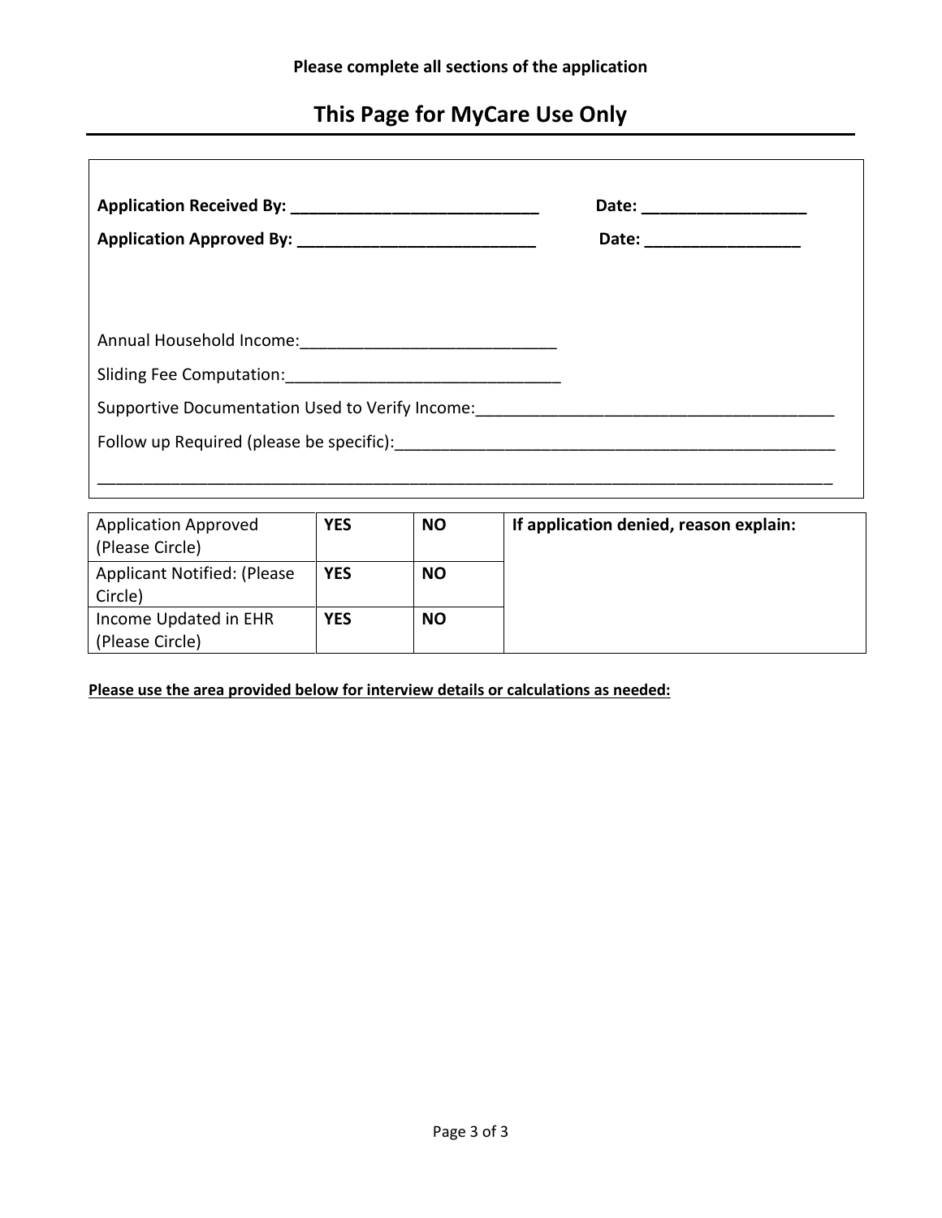**Please complete all sections of the application**

## This Page for MyCare Use Only

**Application Received By:** ____________________________ **Date:** __________________

**Application Approved By:** ___________________________ **Date:** _________________

Annual Household Income:____________________________

Sliding Fee Computation:______________________________

Supportive Documentation Used to Verify Income:_______________________________________

Follow up Required (please be specific):__________________________________________________

_____________________________________________________________________________________

| | | | |
|---|---|---|---|
| Application Approved (Please Circle) | **YES** | **NO** | **If application denied, reason explain:** |
| Applicant Notified: (Please Circle) | **YES** | **NO** | |
| Income Updated in EHR (Please Circle) | **YES** | **NO** | |

**Please use the area provided below for interview details or calculations as needed:**